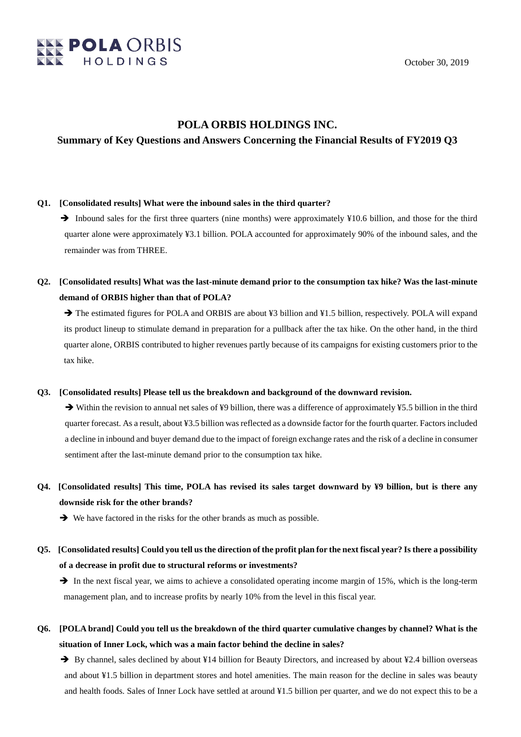POLA ORBIS HOLDINGS

October 30, 2019

# POLA ORBIS HOLDINGS INC.

## Summary of Key Questions and Answers Concerning the Financial Results of FY2019 Q3

**Q1. [Consolidated results] What were the inbound sales in the third quarter?**

➔ Inbound sales for the first three quarters (nine months) were approximately ¥10.6 billion, and those for the third quarter alone were approximately ¥3.1 billion. POLA accounted for approximately 90% of the inbound sales, and the remainder was from THREE.

**Q2. [Consolidated results] What was the last-minute demand prior to the consumption tax hike? Was the last-minute demand of ORBIS higher than that of POLA?**

➔ The estimated figures for POLA and ORBIS are about ¥3 billion and ¥1.5 billion, respectively. POLA will expand its product lineup to stimulate demand in preparation for a pullback after the tax hike. On the other hand, in the third quarter alone, ORBIS contributed to higher revenues partly because of its campaigns for existing customers prior to the tax hike.

**Q3. [Consolidated results] Please tell us the breakdown and background of the downward revision.**

➔ Within the revision to annual net sales of ¥9 billion, there was a difference of approximately ¥5.5 billion in the third quarter forecast. As a result, about ¥3.5 billion was reflected as a downside factor for the fourth quarter. Factors included a decline in inbound and buyer demand due to the impact of foreign exchange rates and the risk of a decline in consumer sentiment after the last-minute demand prior to the consumption tax hike.

**Q4. [Consolidated results] This time, POLA has revised its sales target downward by ¥9 billion, but is there any downside risk for the other brands?**

➔ We have factored in the risks for the other brands as much as possible.

**Q5. [Consolidated results] Could you tell us the direction of the profit plan for the next fiscal year? Is there a possibility of a decrease in profit due to structural reforms or investments?**

➔ In the next fiscal year, we aims to achieve a consolidated operating income margin of 15%, which is the long-term management plan, and to increase profits by nearly 10% from the level in this fiscal year.

**Q6. [POLA brand] Could you tell us the breakdown of the third quarter cumulative changes by channel? What is the situation of Inner Lock, which was a main factor behind the decline in sales?**

➔ By channel, sales declined by about ¥14 billion for Beauty Directors, and increased by about ¥2.4 billion overseas and about ¥1.5 billion in department stores and hotel amenities. The main reason for the decline in sales was beauty and health foods. Sales of Inner Lock have settled at around ¥1.5 billion per quarter, and we do not expect this to be a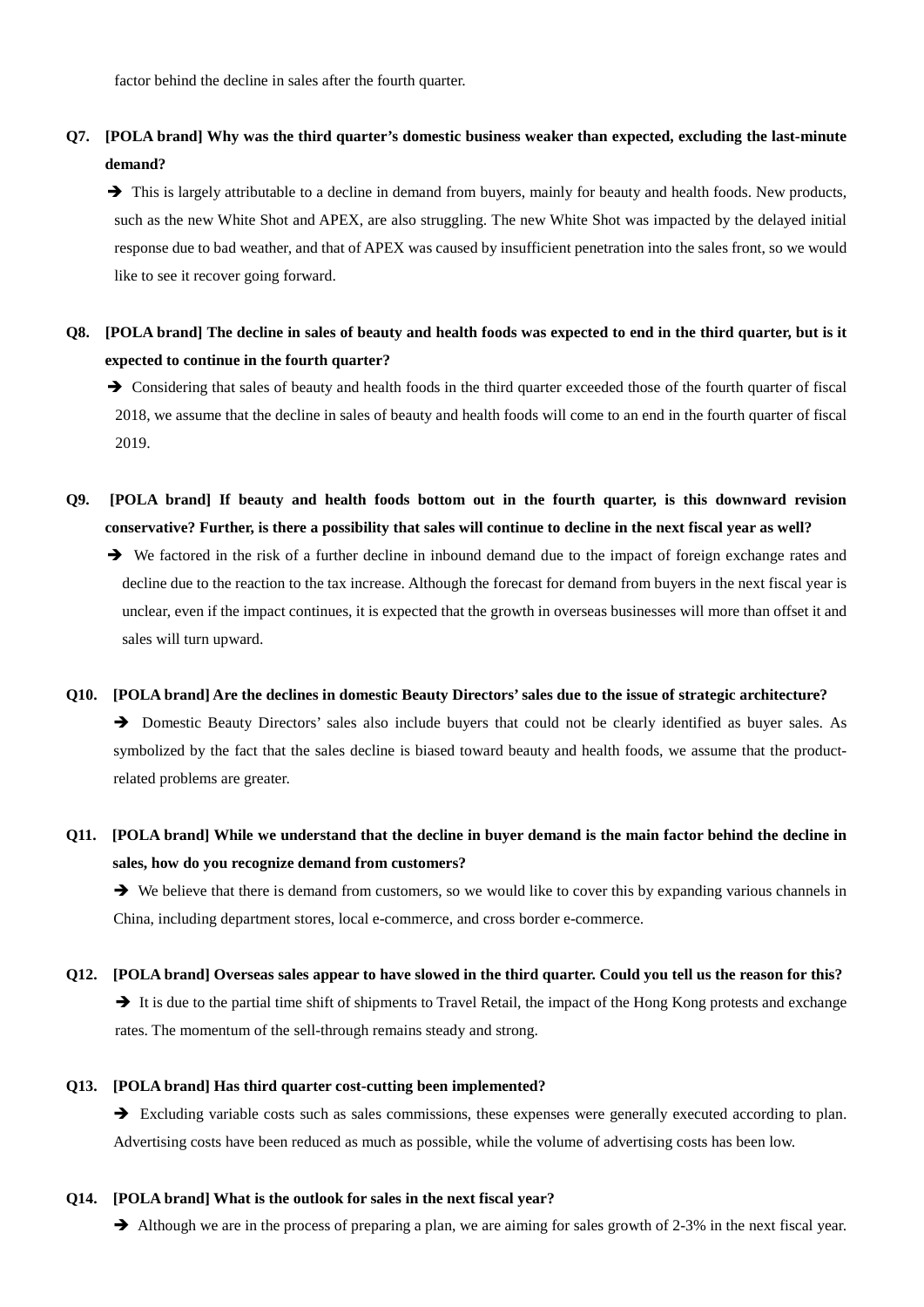factor behind the decline in sales after the fourth quarter.

**Q7. [POLA brand] Why was the third quarter's domestic business weaker than expected, excluding the last-minute demand?**

➔ This is largely attributable to a decline in demand from buyers, mainly for beauty and health foods. New products, such as the new White Shot and APEX, are also struggling. The new White Shot was impacted by the delayed initial response due to bad weather, and that of APEX was caused by insufficient penetration into the sales front, so we would like to see it recover going forward.

**Q8. [POLA brand] The decline in sales of beauty and health foods was expected to end in the third quarter, but is it expected to continue in the fourth quarter?**

➔ Considering that sales of beauty and health foods in the third quarter exceeded those of the fourth quarter of fiscal 2018, we assume that the decline in sales of beauty and health foods will come to an end in the fourth quarter of fiscal 2019.

**Q9. [POLA brand] If beauty and health foods bottom out in the fourth quarter, is this downward revision conservative? Further, is there a possibility that sales will continue to decline in the next fiscal year as well?**

➔ We factored in the risk of a further decline in inbound demand due to the impact of foreign exchange rates and decline due to the reaction to the tax increase. Although the forecast for demand from buyers in the next fiscal year is unclear, even if the impact continues, it is expected that the growth in overseas businesses will more than offset it and sales will turn upward.

**Q10. [POLA brand] Are the declines in domestic Beauty Directors' sales due to the issue of strategic architecture?**

➔ Domestic Beauty Directors' sales also include buyers that could not be clearly identified as buyer sales. As symbolized by the fact that the sales decline is biased toward beauty and health foods, we assume that the product-related problems are greater.

**Q11. [POLA brand] While we understand that the decline in buyer demand is the main factor behind the decline in sales, how do you recognize demand from customers?**

➔ We believe that there is demand from customers, so we would like to cover this by expanding various channels in China, including department stores, local e-commerce, and cross border e-commerce.

**Q12. [POLA brand] Overseas sales appear to have slowed in the third quarter. Could you tell us the reason for this?**

➔ It is due to the partial time shift of shipments to Travel Retail, the impact of the Hong Kong protests and exchange rates. The momentum of the sell-through remains steady and strong.

**Q13. [POLA brand] Has third quarter cost-cutting been implemented?**

➔ Excluding variable costs such as sales commissions, these expenses were generally executed according to plan. Advertising costs have been reduced as much as possible, while the volume of advertising costs has been low.

**Q14. [POLA brand] What is the outlook for sales in the next fiscal year?**

➔ Although we are in the process of preparing a plan, we are aiming for sales growth of 2-3% in the next fiscal year.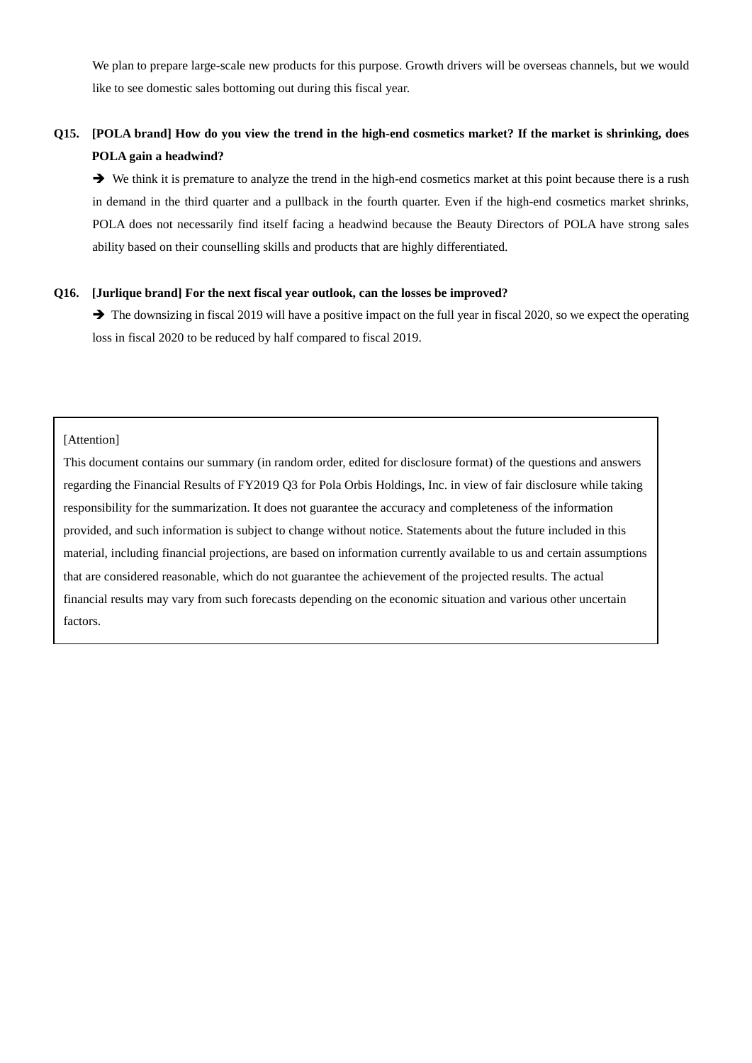We plan to prepare large-scale new products for this purpose. Growth drivers will be overseas channels, but we would like to see domestic sales bottoming out during this fiscal year.

**Q15. [POLA brand] How do you view the trend in the high-end cosmetics market? If the market is shrinking, does POLA gain a headwind?**

➔ We think it is premature to analyze the trend in the high-end cosmetics market at this point because there is a rush in demand in the third quarter and a pullback in the fourth quarter. Even if the high-end cosmetics market shrinks, POLA does not necessarily find itself facing a headwind because the Beauty Directors of POLA have strong sales ability based on their counselling skills and products that are highly differentiated.

**Q16. [Jurlique brand] For the next fiscal year outlook, can the losses be improved?**

➔ The downsizing in fiscal 2019 will have a positive impact on the full year in fiscal 2020, so we expect the operating loss in fiscal 2020 to be reduced by half compared to fiscal 2019.

[Attention]

This document contains our summary (in random order, edited for disclosure format) of the questions and answers regarding the Financial Results of FY2019 Q3 for Pola Orbis Holdings, Inc. in view of fair disclosure while taking responsibility for the summarization. It does not guarantee the accuracy and completeness of the information provided, and such information is subject to change without notice. Statements about the future included in this material, including financial projections, are based on information currently available to us and certain assumptions that are considered reasonable, which do not guarantee the achievement of the projected results. The actual financial results may vary from such forecasts depending on the economic situation and various other uncertain factors.